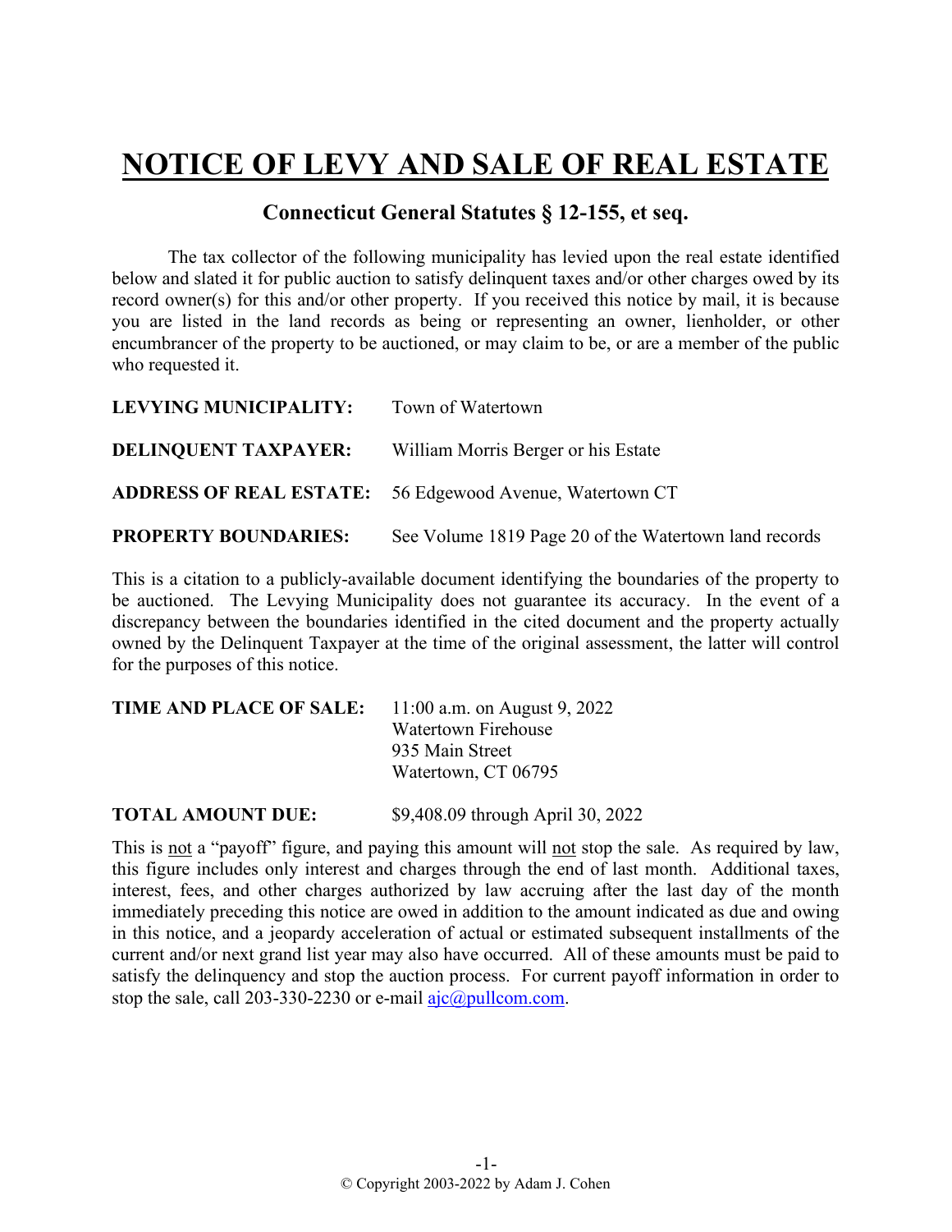# NOTICE OF LEVY AND SALE OF REAL ESTATE

## Connecticut General Statutes § 12-155, et seq.

The tax collector of the following municipality has levied upon the real estate identified below and slated it for public auction to satisfy delinquent taxes and/or other charges owed by its record owner(s) for this and/or other property. If you received this notice by mail, it is because you are listed in the land records as being or representing an owner, lienholder, or other encumbrancer of the property to be auctioned, or may claim to be, or are a member of the public who requested it.

**LEVYING MUNICIPALITY:** Town of Watertown

**DELINQUENT TAXPAYER:** William Morris Berger or his Estate

**ADDRESS OF REAL ESTATE:** 56 Edgewood Avenue, Watertown CT

**PROPERTY BOUNDARIES:** See Volume 1819 Page 20 of the Watertown land records

This is a citation to a publicly-available document identifying the boundaries of the property to be auctioned. The Levying Municipality does not guarantee its accuracy. In the event of a discrepancy between the boundaries identified in the cited document and the property actually owned by the Delinquent Taxpayer at the time of the original assessment, the latter will control for the purposes of this notice.

**TIME AND PLACE OF SALE:** 11:00 a.m. on August 9, 2022
Watertown Firehouse
935 Main Street
Watertown, CT 06795

**TOTAL AMOUNT DUE:** $9,408.09 through April 30, 2022

This is not a "payoff" figure, and paying this amount will not stop the sale. As required by law, this figure includes only interest and charges through the end of last month. Additional taxes, interest, fees, and other charges authorized by law accruing after the last day of the month immediately preceding this notice are owed in addition to the amount indicated as due and owing in this notice, and a jeopardy acceleration of actual or estimated subsequent installments of the current and/or next grand list year may also have occurred. All of these amounts must be paid to satisfy the delinquency and stop the auction process. For current payoff information in order to stop the sale, call 203-330-2230 or e-mail ajc@pullcom.com.

© Copyright 2003-2022 by Adam J. Cohen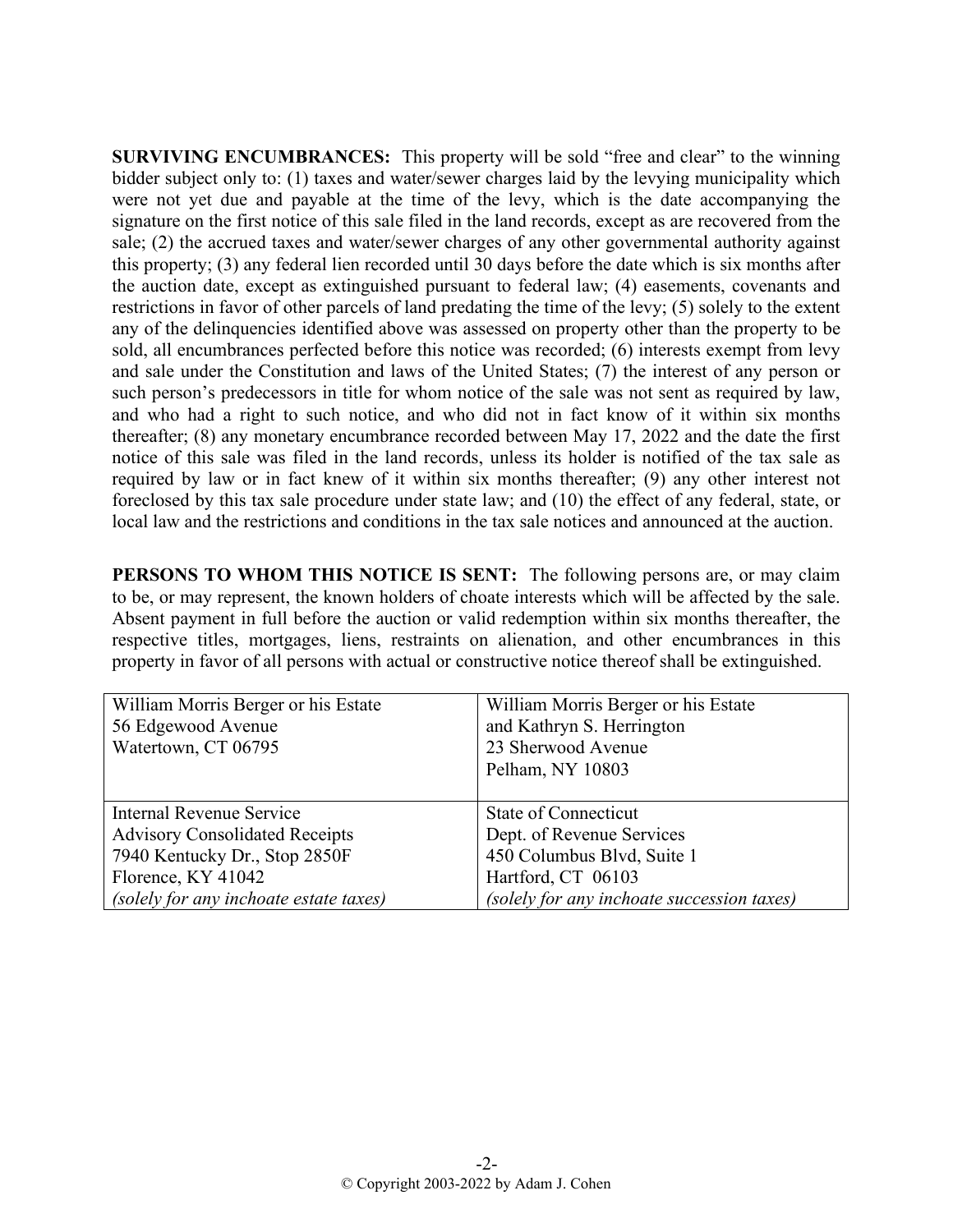**SURVIVING ENCUMBRANCES:** This property will be sold "free and clear" to the winning bidder subject only to: (1) taxes and water/sewer charges laid by the levying municipality which were not yet due and payable at the time of the levy, which is the date accompanying the signature on the first notice of this sale filed in the land records, except as are recovered from the sale; (2) the accrued taxes and water/sewer charges of any other governmental authority against this property; (3) any federal lien recorded until 30 days before the date which is six months after the auction date, except as extinguished pursuant to federal law; (4) easements, covenants and restrictions in favor of other parcels of land predating the time of the levy; (5) solely to the extent any of the delinquencies identified above was assessed on property other than the property to be sold, all encumbrances perfected before this notice was recorded; (6) interests exempt from levy and sale under the Constitution and laws of the United States; (7) the interest of any person or such person's predecessors in title for whom notice of the sale was not sent as required by law, and who had a right to such notice, and who did not in fact know of it within six months thereafter; (8) any monetary encumbrance recorded between May 17, 2022 and the date the first notice of this sale was filed in the land records, unless its holder is notified of the tax sale as required by law or in fact knew of it within six months thereafter; (9) any other interest not foreclosed by this tax sale procedure under state law; and (10) the effect of any federal, state, or local law and the restrictions and conditions in the tax sale notices and announced at the auction.

**PERSONS TO WHOM THIS NOTICE IS SENT:** The following persons are, or may claim to be, or may represent, the known holders of choate interests which will be affected by the sale. Absent payment in full before the auction or valid redemption within six months thereafter, the respective titles, mortgages, liens, restraints on alienation, and other encumbrances in this property in favor of all persons with actual or constructive notice thereof shall be extinguished.

| | |
|---|---|
| William Morris Berger or his Estate<br>56 Edgewood Avenue<br>Watertown, CT 06795 | William Morris Berger or his Estate<br>and Kathryn S. Herrington<br>23 Sherwood Avenue<br>Pelham, NY 10803 |
| Internal Revenue Service<br>Advisory Consolidated Receipts<br>7940 Kentucky Dr., Stop 2850F<br>Florence, KY 41042<br>*(solely for any inchoate estate taxes)* | State of Connecticut<br>Dept. of Revenue Services<br>450 Columbus Blvd, Suite 1<br>Hartford, CT 06103<br>*(solely for any inchoate succession taxes)* |

© Copyright 2003-2022 by Adam J. Cohen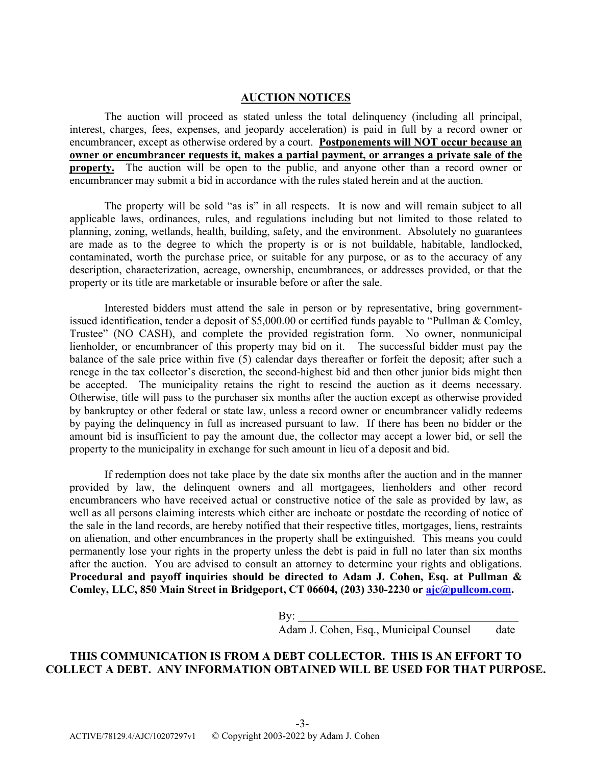## AUCTION NOTICES

The auction will proceed as stated unless the total delinquency (including all principal, interest, charges, fees, expenses, and jeopardy acceleration) is paid in full by a record owner or encumbrancer, except as otherwise ordered by a court. **Postponements will NOT occur because an owner or encumbrancer requests it, makes a partial payment, or arranges a private sale of the property.** The auction will be open to the public, and anyone other than a record owner or encumbrancer may submit a bid in accordance with the rules stated herein and at the auction.

The property will be sold "as is" in all respects. It is now and will remain subject to all applicable laws, ordinances, rules, and regulations including but not limited to those related to planning, zoning, wetlands, health, building, safety, and the environment. Absolutely no guarantees are made as to the degree to which the property is or is not buildable, habitable, landlocked, contaminated, worth the purchase price, or suitable for any purpose, or as to the accuracy of any description, characterization, acreage, ownership, encumbrances, or addresses provided, or that the property or its title are marketable or insurable before or after the sale.

Interested bidders must attend the sale in person or by representative, bring government-issued identification, tender a deposit of $5,000.00 or certified funds payable to "Pullman & Comley, Trustee" (NO CASH), and complete the provided registration form. No owner, nonmunicipal lienholder, or encumbrancer of this property may bid on it. The successful bidder must pay the balance of the sale price within five (5) calendar days thereafter or forfeit the deposit; after such a renege in the tax collector's discretion, the second-highest bid and then other junior bids might then be accepted. The municipality retains the right to rescind the auction as it deems necessary. Otherwise, title will pass to the purchaser six months after the auction except as otherwise provided by bankruptcy or other federal or state law, unless a record owner or encumbrancer validly redeems by paying the delinquency in full as increased pursuant to law. If there has been no bidder or the amount bid is insufficient to pay the amount due, the collector may accept a lower bid, or sell the property to the municipality in exchange for such amount in lieu of a deposit and bid.

If redemption does not take place by the date six months after the auction and in the manner provided by law, the delinquent owners and all mortgagees, lienholders and other record encumbrancers who have received actual or constructive notice of the sale as provided by law, as well as all persons claiming interests which either are inchoate or postdate the recording of notice of the sale in the land records, are hereby notified that their respective titles, mortgages, liens, restraints on alienation, and other encumbrances in the property shall be extinguished. This means you could permanently lose your rights in the property unless the debt is paid in full no later than six months after the auction. You are advised to consult an attorney to determine your rights and obligations. **Procedural and payoff inquiries should be directed to Adam J. Cohen, Esq. at Pullman & Comley, LLC, 850 Main Street in Bridgeport, CT 06604, (203) 330-2230 or ajc@pullcom.com.**

By: ______________________________________
Adam J. Cohen, Esq., Municipal Counsel        date

**THIS COMMUNICATION IS FROM A DEBT COLLECTOR. THIS IS AN EFFORT TO COLLECT A DEBT. ANY INFORMATION OBTAINED WILL BE USED FOR THAT PURPOSE.**

ACTIVE/78129.4/AJC/10207297v1      © Copyright 2003-2022 by Adam J. Cohen